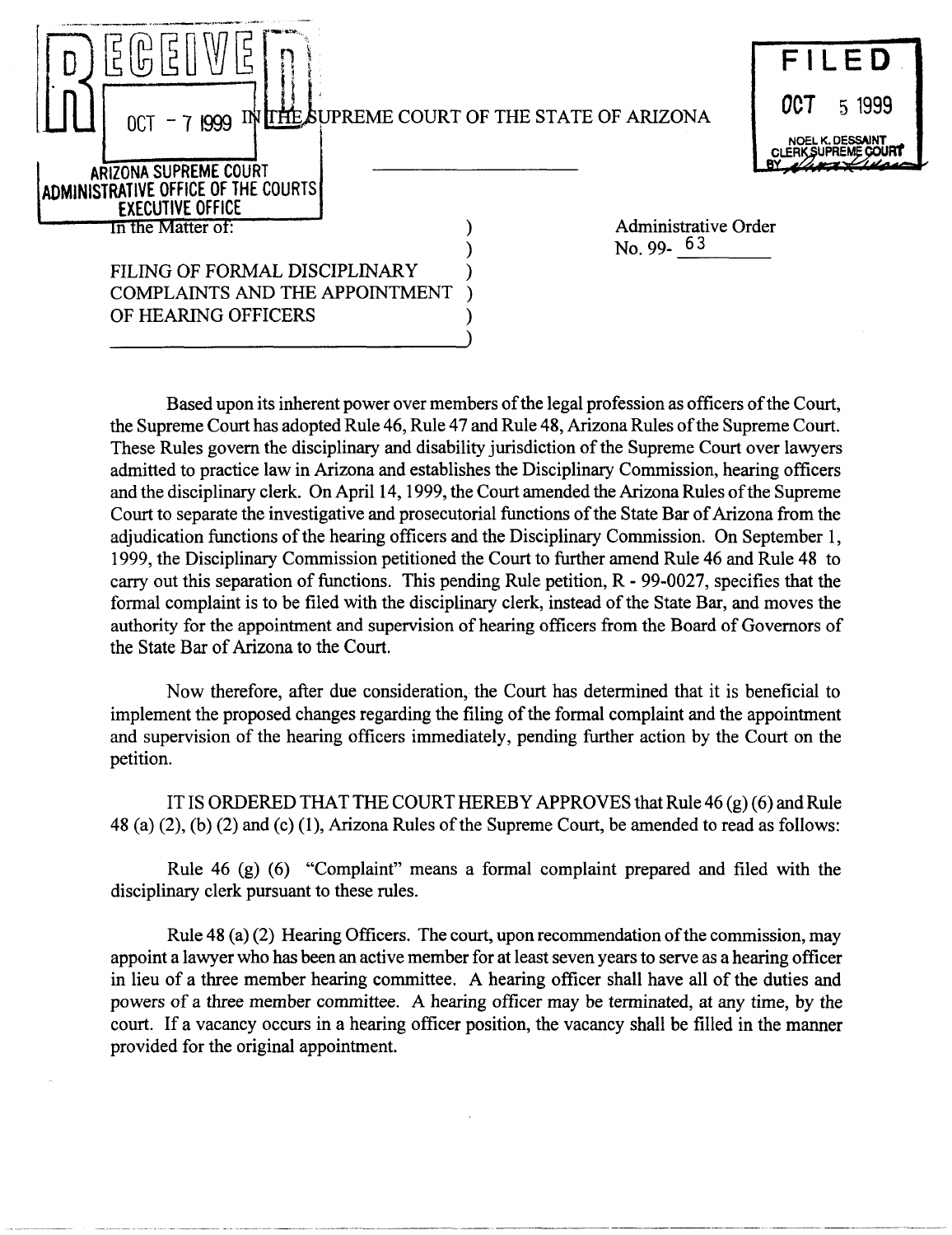RECEIVED
OCT - 7 1999
ARIZONA SUPREME COURT
ADMINISTRATIVE OFFICE OF THE COURTS
EXECUTIVE OFFICE

FILED
OCT 5 1999
NOEL K. DESSAINT
CLERK SUPREME COURT
BY

# IN THE SUPREME COURT OF THE STATE OF ARIZONA

In the Matter of:

FILING OF FORMAL DISCIPLINARY COMPLAINTS AND THE APPOINTMENT OF HEARING OFFICERS

Administrative Order
No. 99- 63

Based upon its inherent power over members of the legal profession as officers of the Court, the Supreme Court has adopted Rule 46, Rule 47 and Rule 48, Arizona Rules of the Supreme Court. These Rules govern the disciplinary and disability jurisdiction of the Supreme Court over lawyers admitted to practice law in Arizona and establishes the Disciplinary Commission, hearing officers and the disciplinary clerk. On April 14, 1999, the Court amended the Arizona Rules of the Supreme Court to separate the investigative and prosecutorial functions of the State Bar of Arizona from the adjudication functions of the hearing officers and the Disciplinary Commission. On September 1, 1999, the Disciplinary Commission petitioned the Court to further amend Rule 46 and Rule 48 to carry out this separation of functions. This pending Rule petition, R - 99-0027, specifies that the formal complaint is to be filed with the disciplinary clerk, instead of the State Bar, and moves the authority for the appointment and supervision of hearing officers from the Board of Governors of the State Bar of Arizona to the Court.

Now therefore, after due consideration, the Court has determined that it is beneficial to implement the proposed changes regarding the filing of the formal complaint and the appointment and supervision of the hearing officers immediately, pending further action by the Court on the petition.

IT IS ORDERED THAT THE COURT HEREBY APPROVES that Rule 46 (g) (6) and Rule 48 (a) (2), (b) (2) and (c) (1), Arizona Rules of the Supreme Court, be amended to read as follows:

Rule 46 (g) (6) "Complaint" means a formal complaint prepared and filed with the disciplinary clerk pursuant to these rules.

Rule 48 (a) (2) Hearing Officers. The court, upon recommendation of the commission, may appoint a lawyer who has been an active member for at least seven years to serve as a hearing officer in lieu of a three member hearing committee. A hearing officer shall have all of the duties and powers of a three member committee. A hearing officer may be terminated, at any time, by the court. If a vacancy occurs in a hearing officer position, the vacancy shall be filled in the manner provided for the original appointment.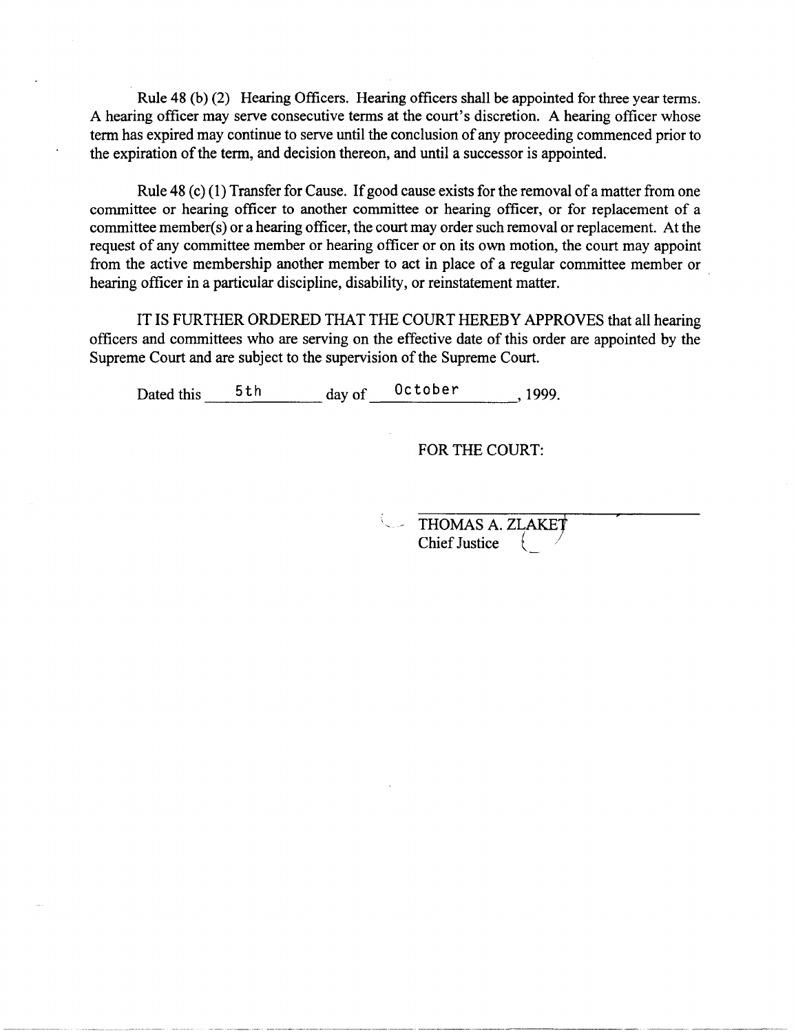Rule 48 (b) (2) Hearing Officers. Hearing officers shall be appointed for three year terms. A hearing officer may serve consecutive terms at the court's discretion. A hearing officer whose term has expired may continue to serve until the conclusion of any proceeding commenced prior to the expiration of the term, and decision thereon, and until a successor is appointed.

Rule 48 (c) (1) Transfer for Cause. If good cause exists for the removal of a matter from one committee or hearing officer to another committee or hearing officer, or for replacement of a committee member(s) or a hearing officer, the court may order such removal or replacement. At the request of any committee member or hearing officer or on its own motion, the court may appoint from the active membership another member to act in place of a regular committee member or hearing officer in a particular discipline, disability, or reinstatement matter.

IT IS FURTHER ORDERED THAT THE COURT HEREBY APPROVES that all hearing officers and committees who are serving on the effective date of this order are appointed by the Supreme Court and are subject to the supervision of the Supreme Court.

Dated this 5th day of October, 1999.

FOR THE COURT:

THOMAS A. ZLAKET
Chief Justice